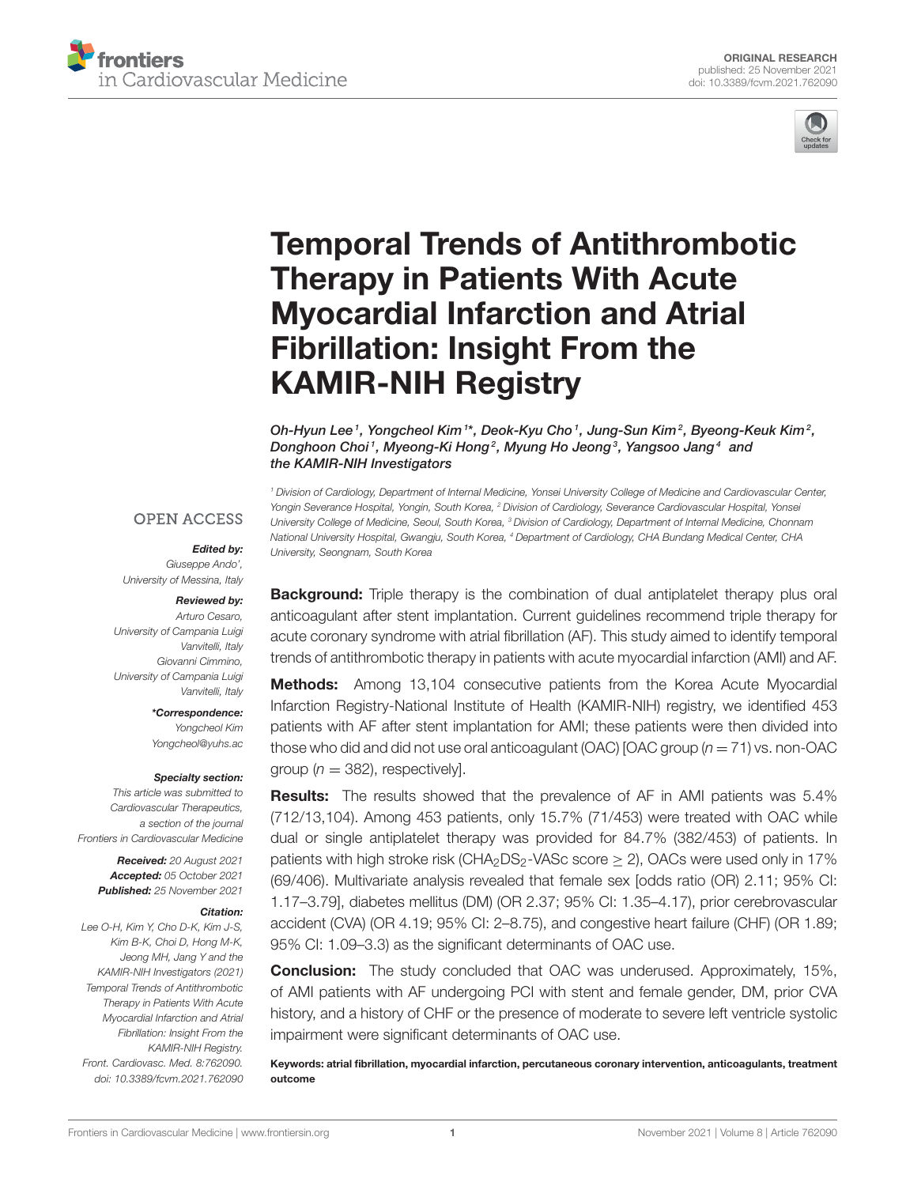ORIGINAL RESEARCH
published: 25 November 2021
doi: 10.3389/fcvm.2021.762090

# Temporal Trends of Antithrombotic Therapy in Patients With Acute Myocardial Infarction and Atrial Fibrillation: Insight From the KAMIR-NIH Registry

*Oh-Hyun Lee[1], Yongcheol Kim[1]\*, Deok-Kyu Cho[1], Jung-Sun Kim[2], Byeong-Keuk Kim[2], Donghoon Choi[1], Myeong-Ki Hong[2], Myung Ho Jeong[3], Yangsoo Jang[4] and the KAMIR-NIH Investigators*

[1] Division of Cardiology, Department of Internal Medicine, Yonsei University College of Medicine and Cardiovascular Center, Yongin Severance Hospital, Yongin, South Korea, [2] Division of Cardiology, Severance Cardiovascular Hospital, Yonsei University College of Medicine, Seoul, South Korea, [3] Division of Cardiology, Department of Internal Medicine, Chonnam National University Hospital, Gwangju, South Korea, [4] Department of Cardiology, CHA Bundang Medical Center, CHA University, Seongnam, South Korea

OPEN ACCESS

***Edited by:***
Giuseppe Ando',
University of Messina, Italy

***Reviewed by:***
Arturo Cesaro,
University of Campania Luigi Vanvitelli, Italy
Giovanni Cimmino,
University of Campania Luigi Vanvitelli, Italy

***\*Correspondence:***
Yongcheol Kim
Yongcheol@yuhs.ac

***Specialty section:***
This article was submitted to Cardiovascular Therapeutics, a section of the journal Frontiers in Cardiovascular Medicine

***Received:*** 20 August 2021
***Accepted:*** 05 October 2021
***Published:*** 25 November 2021

***Citation:***
Lee O-H, Kim Y, Cho D-K, Kim J-S, Kim B-K, Choi D, Hong M-K, Jeong MH, Jang Y and the KAMIR-NIH Investigators (2021) Temporal Trends of Antithrombotic Therapy in Patients With Acute Myocardial Infarction and Atrial Fibrillation: Insight From the KAMIR-NIH Registry. Front. Cardiovasc. Med. 8:762090. doi: 10.3389/fcvm.2021.762090

**Background:** Triple therapy is the combination of dual antiplatelet therapy plus oral anticoagulant after stent implantation. Current guidelines recommend triple therapy for acute coronary syndrome with atrial fibrillation (AF). This study aimed to identify temporal trends of antithrombotic therapy in patients with acute myocardial infarction (AMI) and AF.

**Methods:** Among 13,104 consecutive patients from the Korea Acute Myocardial Infarction Registry-National Institute of Health (KAMIR-NIH) registry, we identified 453 patients with AF after stent implantation for AMI; these patients were then divided into those who did and did not use oral anticoagulant (OAC) [OAC group ($n = 71$) vs. non-OAC group ($n = 382$), respectively].

**Results:** The results showed that the prevalence of AF in AMI patients was 5.4% (712/13,104). Among 453 patients, only 15.7% (71/453) were treated with OAC while dual or single antiplatelet therapy was provided for 84.7% (382/453) of patients. In patients with high stroke risk ($CHA_2DS_2$-VASc score $\geq 2$), OACs were used only in 17% (69/406). Multivariate analysis revealed that female sex [odds ratio (OR) 2.11; 95% CI: 1.17–3.79], diabetes mellitus (DM) (OR 2.37; 95% CI: 1.35–4.17), prior cerebrovascular accident (CVA) (OR 4.19; 95% CI: 2–8.75), and congestive heart failure (CHF) (OR 1.89; 95% CI: 1.09–3.3) as the significant determinants of OAC use.

**Conclusion:** The study concluded that OAC was underused. Approximately, 15%, of AMI patients with AF undergoing PCI with stent and female gender, DM, prior CVA history, and a history of CHF or the presence of moderate to severe left ventricle systolic impairment were significant determinants of OAC use.

**Keywords: atrial fibrillation, myocardial infarction, percutaneous coronary intervention, anticoagulants, treatment outcome**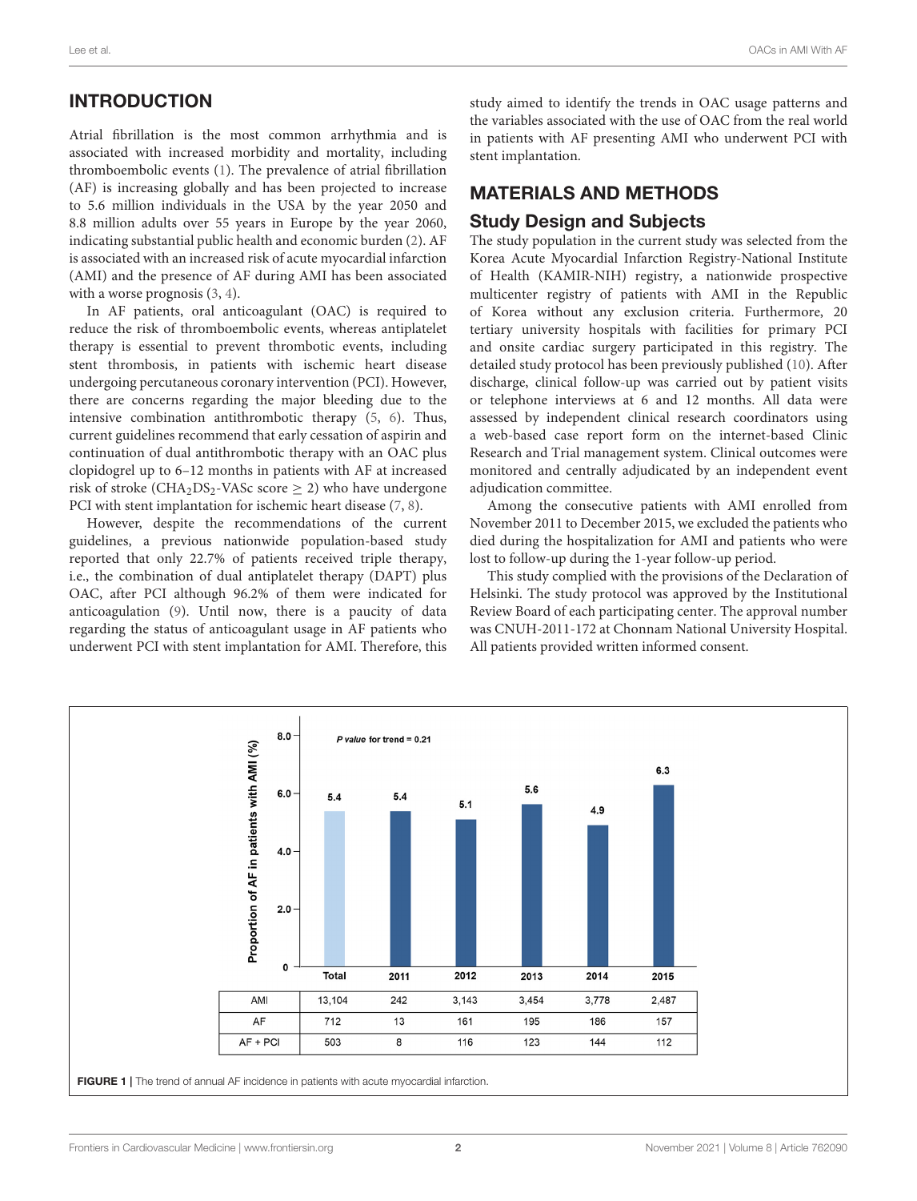## INTRODUCTION

Atrial fibrillation is the most common arrhythmia and is associated with increased morbidity and mortality, including thromboembolic events (1). The prevalence of atrial fibrillation (AF) is increasing globally and has been projected to increase to 5.6 million individuals in the USA by the year 2050 and 8.8 million adults over 55 years in Europe by the year 2060, indicating substantial public health and economic burden (2). AF is associated with an increased risk of acute myocardial infarction (AMI) and the presence of AF during AMI has been associated with a worse prognosis (3, 4).

In AF patients, oral anticoagulant (OAC) is required to reduce the risk of thromboembolic events, whereas antiplatelet therapy is essential to prevent thrombotic events, including stent thrombosis, in patients with ischemic heart disease undergoing percutaneous coronary intervention (PCI). However, there are concerns regarding the major bleeding due to the intensive combination antithrombotic therapy (5, 6). Thus, current guidelines recommend that early cessation of aspirin and continuation of dual antithrombotic therapy with an OAC plus clopidogrel up to 6–12 months in patients with AF at increased risk of stroke ($CHA_2DS_2$-VASc score $\geq$ 2) who have undergone PCI with stent implantation for ischemic heart disease (7, 8).

However, despite the recommendations of the current guidelines, a previous nationwide population-based study reported that only 22.7% of patients received triple therapy, i.e., the combination of dual antiplatelet therapy (DAPT) plus OAC, after PCI although 96.2% of them were indicated for anticoagulation (9). Until now, there is a paucity of data regarding the status of anticoagulant usage in AF patients who underwent PCI with stent implantation for AMI. Therefore, this study aimed to identify the trends in OAC usage patterns and the variables associated with the use of OAC from the real world in patients with AF presenting AMI who underwent PCI with stent implantation.

## MATERIALS AND METHODS

### Study Design and Subjects

The study population in the current study was selected from the Korea Acute Myocardial Infarction Registry-National Institute of Health (KAMIR-NIH) registry, a nationwide prospective multicenter registry of patients with AMI in the Republic of Korea without any exclusion criteria. Furthermore, 20 tertiary university hospitals with facilities for primary PCI and onsite cardiac surgery participated in this registry. The detailed study protocol has been previously published (10). After discharge, clinical follow-up was carried out by patient visits or telephone interviews at 6 and 12 months. All data were assessed by independent clinical research coordinators using a web-based case report form on the internet-based Clinic Research and Trial management system. Clinical outcomes were monitored and centrally adjudicated by an independent event adjudication committee.

Among the consecutive patients with AMI enrolled from November 2011 to December 2015, we excluded the patients who died during the hospitalization for AMI and patients who were lost to follow-up during the 1-year follow-up period.

This study complied with the provisions of the Declaration of Helsinki. The study protocol was approved by the Institutional Review Board of each participating center. The approval number was CNUH-2011-172 at Chonnam National University Hospital. All patients provided written informed consent.

*P value* for trend = 0.21

Proportion of AF in patients with AMI (%)

| | Total | 2011 | 2012 | 2013 | 2014 | 2015 |
|---|---|---|---|---|---|---|
| Proportion (%) | 5.4 | 5.4 | 5.1 | 5.6 | 4.9 | 6.3 |
| AMI | 13,104 | 242 | 3,143 | 3,454 | 3,778 | 2,487 |
| AF | 712 | 13 | 161 | 195 | 186 | 157 |
| AF + PCI | 503 | 8 | 116 | 123 | 144 | 112 |

**FIGURE 1** | The trend of annual AF incidence in patients with acute myocardial infarction.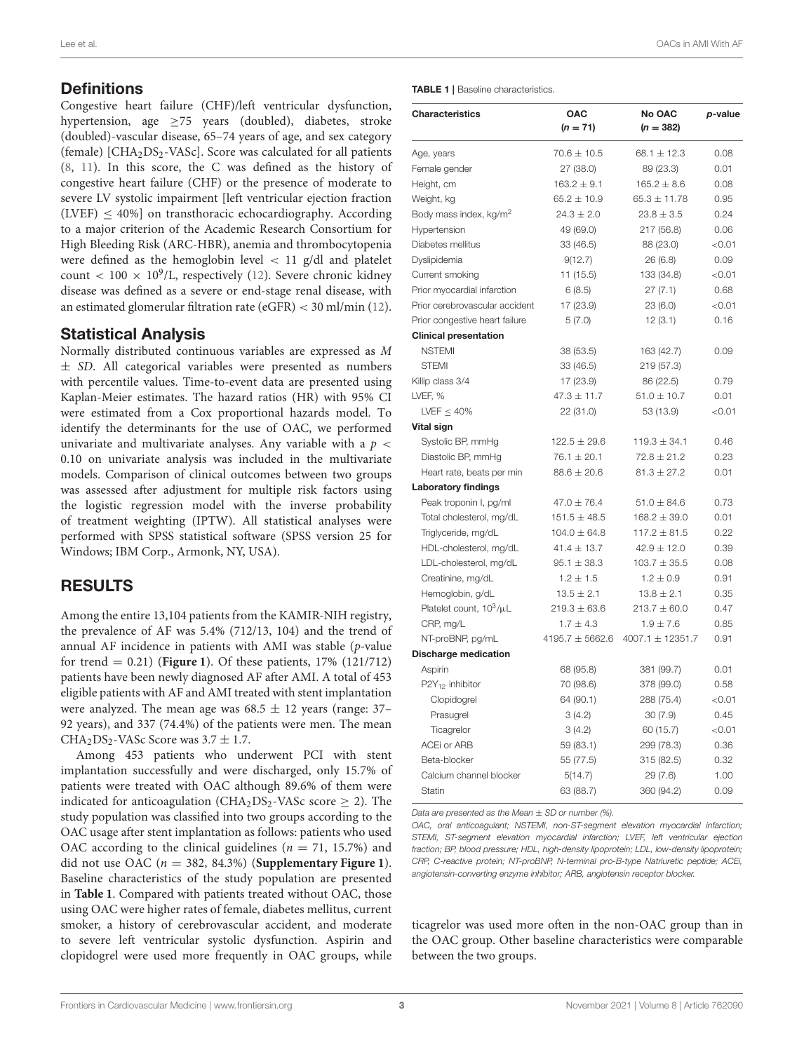## Definitions

Congestive heart failure (CHF)/left ventricular dysfunction, hypertension, age ≥75 years (doubled), diabetes, stroke (doubled)-vascular disease, 65–74 years of age, and sex category (female) [$CHA_2DS_2$-VASc]. Score was calculated for all patients (8, 11). In this score, the C was defined as the history of congestive heart failure (CHF) or the presence of moderate to severe LV systolic impairment [left ventricular ejection fraction (LVEF) ≤ 40%] on transthoracic echocardiography. According to a major criterion of the Academic Research Consortium for High Bleeding Risk (ARC-HBR), anemia and thrombocytopenia were defined as the hemoglobin level < 11 g/dl and platelet count < $100 \times 10^9$/L, respectively (12). Severe chronic kidney disease was defined as a severe or end-stage renal disease, with an estimated glomerular filtration rate (eGFR) < 30 ml/min (12).

## Statistical Analysis

Normally distributed continuous variables are expressed as $M \pm SD$. All categorical variables were presented as numbers with percentile values. Time-to-event data are presented using Kaplan-Meier estimates. The hazard ratios (HR) with 95% CI were estimated from a Cox proportional hazards model. To identify the determinants for the use of OAC, we performed univariate and multivariate analyses. Any variable with a $p < 0.10$ on univariate analysis was included in the multivariate models. Comparison of clinical outcomes between two groups was assessed after adjustment for multiple risk factors using the logistic regression model with the inverse probability of treatment weighting (IPTW). All statistical analyses were performed with SPSS statistical software (SPSS version 25 for Windows; IBM Corp., Armonk, NY, USA).

# RESULTS

Among the entire 13,104 patients from the KAMIR-NIH registry, the prevalence of AF was 5.4% (712/13, 104) and the trend of annual AF incidence in patients with AMI was stable ($p$-value for trend = 0.21) (**Figure 1**). Of these patients, 17% (121/712) patients have been newly diagnosed AF after AMI. A total of 453 eligible patients with AF and AMI treated with stent implantation were analyzed. The mean age was 68.5 ± 12 years (range: 37–92 years), and 337 (74.4%) of the patients were men. The mean $CHA_2DS_2$-VASc Score was 3.7 ± 1.7.

Among 453 patients who underwent PCI with stent implantation successfully and were discharged, only 15.7% of patients were treated with OAC although 89.6% of them were indicated for anticoagulation ($CHA_2DS_2$-VASc score ≥ 2). The study population was classified into two groups according to the OAC usage after stent implantation as follows: patients who used OAC according to the clinical guidelines ($n$ = 71, 15.7%) and did not use OAC ($n$ = 382, 84.3%) (**Supplementary Figure 1**). Baseline characteristics of the study population are presented in **Table 1**. Compared with patients treated without OAC, those using OAC were higher rates of female, diabetes mellitus, current smoker, a history of cerebrovascular accident, and moderate to severe left ventricular systolic dysfunction. Aspirin and clopidogrel were used more frequently in OAC groups, while ticagrelor was used more often in the non-OAC group than in the OAC group. Other baseline characteristics were comparable between the two groups.

**TABLE 1** | Baseline characteristics.

| Characteristics | OAC ($n$ = 71) | No OAC ($n$ = 382) | $p$-value |
|---|---|---|---|
| Age, years | 70.6 ± 10.5 | 68.1 ± 12.3 | 0.08 |
| Female gender | 27 (38.0) | 89 (23.3) | 0.01 |
| Height, cm | 163.2 ± 9.1 | 165.2 ± 8.6 | 0.08 |
| Weight, kg | 65.2 ± 10.9 | 65.3 ± 11.78 | 0.95 |
| Body mass index, kg/m$^2$ | 24.3 ± 2.0 | 23.8 ± 3.5 | 0.24 |
| Hypertension | 49 (69.0) | 217 (56.8) | 0.06 |
| Diabetes mellitus | 33 (46.5) | 88 (23.0) | <0.01 |
| Dyslipidemia | 9(12.7) | 26 (6.8) | 0.09 |
| Current smoking | 11 (15.5) | 133 (34.8) | <0.01 |
| Prior myocardial infarction | 6 (8.5) | 27 (7.1) | 0.68 |
| Prior cerebrovascular accident | 17 (23.9) | 23 (6.0) | <0.01 |
| Prior congestive heart failure | 5 (7.0) | 12 (3.1) | 0.16 |
| **Clinical presentation** | | | |
| NSTEMI | 38 (53.5) | 163 (42.7) | 0.09 |
| STEMI | 33 (46.5) | 219 (57.3) | |
| Killip class 3/4 | 17 (23.9) | 86 (22.5) | 0.79 |
| LVEF, % | 47.3 ± 11.7 | 51.0 ± 10.7 | 0.01 |
| LVEF ≤ 40% | 22 (31.0) | 53 (13.9) | <0.01 |
| **Vital sign** | | | |
| Systolic BP, mmHg | 122.5 ± 29.6 | 119.3 ± 34.1 | 0.46 |
| Diastolic BP, mmHg | 76.1 ± 20.1 | 72.8 ± 21.2 | 0.23 |
| Heart rate, beats per min | 88.6 ± 20.6 | 81.3 ± 27.2 | 0.01 |
| **Laboratory findings** | | | |
| Peak troponin I, pg/ml | 47.0 ± 76.4 | 51.0 ± 84.6 | 0.73 |
| Total cholesterol, mg/dL | 151.5 ± 48.5 | 168.2 ± 39.0 | 0.01 |
| Triglyceride, mg/dL | 104.0 ± 64.8 | 117.2 ± 81.5 | 0.22 |
| HDL-cholesterol, mg/dL | 41.4 ± 13.7 | 42.9 ± 12.0 | 0.39 |
| LDL-cholesterol, mg/dL | 95.1 ± 38.3 | 103.7 ± 35.5 | 0.08 |
| Creatinine, mg/dL | 1.2 ± 1.5 | 1.2 ± 0.9 | 0.91 |
| Hemoglobin, g/dL | 13.5 ± 2.1 | 13.8 ± 2.1 | 0.35 |
| Platelet count, $10^3/\mu$L | 219.3 ± 63.6 | 213.7 ± 60.0 | 0.47 |
| CRP, mg/L | 1.7 ± 4.3 | 1.9 ± 7.6 | 0.85 |
| NT-proBNP, pg/mL | 4195.7 ± 5662.6 | 4007.1 ± 12351.7 | 0.91 |
| **Discharge medication** | | | |
| Aspirin | 68 (95.8) | 381 (99.7) | 0.01 |
| $P2Y_{12}$ inhibitor | 70 (98.6) | 378 (99.0) | 0.58 |
| Clopidogrel | 64 (90.1) | 288 (75.4) | <0.01 |
| Prasugrel | 3 (4.2) | 30 (7.9) | 0.45 |
| Ticagrelor | 3 (4.2) | 60 (15.7) | <0.01 |
| ACEi or ARB | 59 (83.1) | 299 (78.3) | 0.36 |
| Beta-blocker | 55 (77.5) | 315 (82.5) | 0.32 |
| Calcium channel blocker | 5(14.7) | 29 (7.6) | 1.00 |
| Statin | 63 (88.7) | 360 (94.2) | 0.09 |

*Data are presented as the Mean ± SD or number (%).*

*OAC, oral anticoagulant; NSTEMI, non-ST-segment elevation myocardial infarction; STEMI, ST-segment elevation myocardial infarction; LVEF, left ventricular ejection fraction; BP, blood pressure; HDL, high-density lipoprotein; LDL, low-density lipoprotein; CRP, C-reactive protein; NT-proBNP, N-terminal pro-B-type Natriuretic peptide; ACEi, angiotensin-converting enzyme inhibitor; ARB, angiotensin receptor blocker.*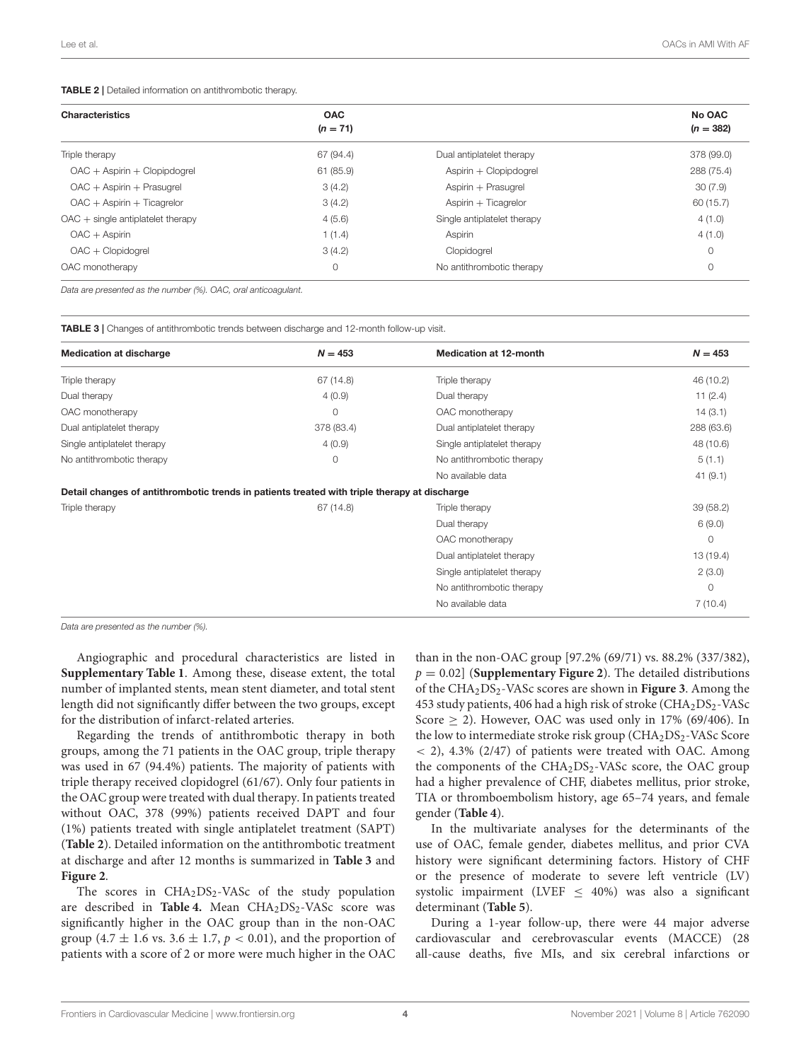**TABLE 2 |** Detailed information on antithrombotic therapy.

| Characteristics | OAC (n = 71) | | No OAC (n = 382) |
|---|---|---|---|
| Triple therapy | 67 (94.4) | Dual antiplatelet therapy | 378 (99.0) |
| OAC + Aspirin + Clopipdogrel | 61 (85.9) | Aspirin + Clopipdogrel | 288 (75.4) |
| OAC + Aspirin + Prasugrel | 3 (4.2) | Aspirin + Prasugrel | 30 (7.9) |
| OAC + Aspirin + Ticagrelor | 3 (4.2) | Aspirin + Ticagrelor | 60 (15.7) |
| OAC + single antiplatelet therapy | 4 (5.6) | Single antiplatelet therapy | 4 (1.0) |
| OAC + Aspirin | 1 (1.4) | Aspirin | 4 (1.0) |
| OAC + Clopidogrel | 3 (4.2) | Clopidogrel | 0 |
| OAC monotherapy | 0 | No antithrombotic therapy | 0 |

*Data are presented as the number (%). OAC, oral anticoagulant.*

**TABLE 3 |** Changes of antithrombotic trends between discharge and 12-month follow-up visit.

| Medication at discharge | N = 453 | Medication at 12-month | N = 453 |
|---|---|---|---|
| Triple therapy | 67 (14.8) | Triple therapy | 46 (10.2) |
| Dual therapy | 4 (0.9) | Dual therapy | 11 (2.4) |
| OAC monotherapy | 0 | OAC monotherapy | 14 (3.1) |
| Dual antiplatelet therapy | 378 (83.4) | Dual antiplatelet therapy | 288 (63.6) |
| Single antiplatelet therapy | 4 (0.9) | Single antiplatelet therapy | 48 (10.6) |
| No antithrombotic therapy | 0 | No antithrombotic therapy | 5 (1.1) |
| | | No available data | 41 (9.1) |
| **Detail changes of antithrombotic trends in patients treated with triple therapy at discharge** | | | |
| Triple therapy | 67 (14.8) | Triple therapy | 39 (58.2) |
| | | Dual therapy | 6 (9.0) |
| | | OAC monotherapy | 0 |
| | | Dual antiplatelet therapy | 13 (19.4) |
| | | Single antiplatelet therapy | 2 (3.0) |
| | | No antithrombotic therapy | 0 |
| | | No available data | 7 (10.4) |

*Data are presented as the number (%).*

Angiographic and procedural characteristics are listed in **Supplementary Table 1**. Among these, disease extent, the total number of implanted stents, mean stent diameter, and total stent length did not significantly differ between the two groups, except for the distribution of infarct-related arteries.

Regarding the trends of antithrombotic therapy in both groups, among the 71 patients in the OAC group, triple therapy was used in 67 (94.4%) patients. The majority of patients with triple therapy received clopidogrel (61/67). Only four patients in the OAC group were treated with dual therapy. In patients treated without OAC, 378 (99%) patients received DAPT and four (1%) patients treated with single antiplatelet treatment (SAPT) (**Table 2**). Detailed information on the antithrombotic treatment at discharge and after 12 months is summarized in **Table 3** and **Figure 2**.

The scores in $CHA_2DS_2$-VASc of the study population are described in **Table 4.** Mean $CHA_2DS_2$-VASc score was significantly higher in the OAC group than in the non-OAC group ($4.7 \pm 1.6$ vs. $3.6 \pm 1.7$, $p < 0.01$), and the proportion of patients with a score of 2 or more were much higher in the OAC than in the non-OAC group [97.2% (69/71) vs. 88.2% (337/382), $p = 0.02$] (**Supplementary Figure 2**). The detailed distributions of the $CHA_2DS_2$-VASc scores are shown in **Figure 3**. Among the 453 study patients, 406 had a high risk of stroke ($CHA_2DS_2$-VASc Score $\geq 2$). However, OAC was used only in 17% (69/406). In the low to intermediate stroke risk group ($CHA_2DS_2$-VASc Score $< 2$), 4.3% (2/47) of patients were treated with OAC. Among the components of the $CHA_2DS_2$-VASc score, the OAC group had a higher prevalence of CHF, diabetes mellitus, prior stroke, TIA or thromboembolism history, age 65–74 years, and female gender (**Table 4**).

In the multivariate analyses for the determinants of the use of OAC, female gender, diabetes mellitus, and prior CVA history were significant determining factors. History of CHF or the presence of moderate to severe left ventricle (LV) systolic impairment (LVEF $\leq$ 40%) was also a significant determinant (**Table 5**).

During a 1-year follow-up, there were 44 major adverse cardiovascular and cerebrovascular events (MACCE) (28 all-cause deaths, five MIs, and six cerebral infarctions or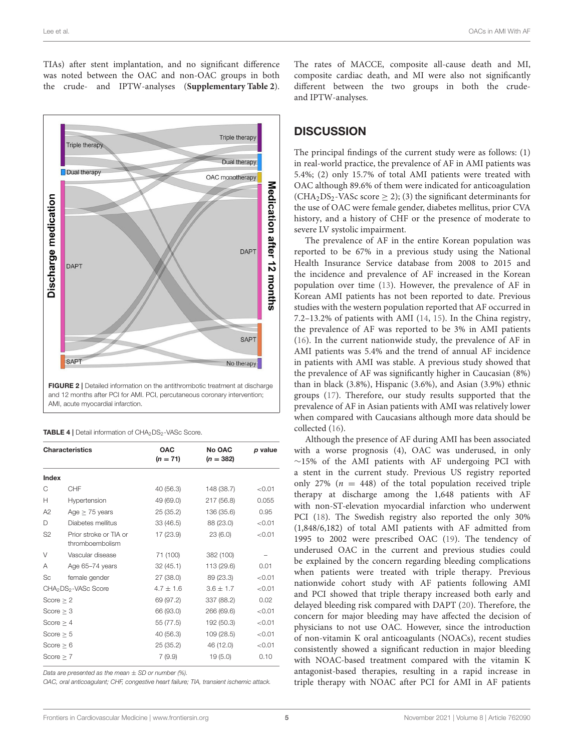TIAs) after stent implantation, and no significant difference was noted between the OAC and non-OAC groups in both the crude- and IPTW-analyses (**Supplementary Table 2**). The rates of MACCE, composite all-cause death and MI, composite cardiac death, and MI were also not significantly different between the two groups in both the crude- and IPTW-analyses.

FIGURE 2 | Detailed information on the antithrombotic treatment at discharge and 12 months after PCI for AMI. PCI, percutaneous coronary intervention; AMI, acute myocardial infarction.

TABLE 4 | Detail information of $CHA_2DS_2$-VASc Score.

| Characteristics | | OAC (n = 71) | No OAC (n = 382) | p value |
|---|---|---|---|---|
| **Index** | | | | |
| C | CHF | 40 (56.3) | 148 (38.7) | <0.01 |
| H | Hypertension | 49 (69.0) | 217 (56.8) | 0.055 |
| A2 | Age ≥ 75 years | 25 (35.2) | 136 (35.6) | 0.95 |
| D | Diabetes mellitus | 33 (46.5) | 88 (23.0) | <0.01 |
| S2 | Prior stroke or TIA or thromboembolism | 17 (23.9) | 23 (6.0) | <0.01 |
| V | Vascular disease | 71 (100) | 382 (100) | – |
| A | Age 65–74 years | 32 (45.1) | 113 (29.6) | 0.01 |
| Sc | female gender | 27 (38.0) | 89 (23.3) | <0.01 |
| $CHA_2DS_2$-VASc Score | | 4.7 ± 1.6 | 3.6 ± 1.7 | <0.01 |
| Score ≥ 2 | | 69 (97.2) | 337 (88.2) | 0.02 |
| Score ≥ 3 | | 66 (93.0) | 266 (69.6) | <0.01 |
| Score ≥ 4 | | 55 (77.5) | 192 (50.3) | <0.01 |
| Score ≥ 5 | | 40 (56.3) | 109 (28.5) | <0.01 |
| Score ≥ 6 | | 25 (35.2) | 46 (12.0) | <0.01 |
| Score ≥ 7 | | 7 (9.9) | 19 (5.0) | 0.10 |

*Data are presented as the mean ± SD or number (%).*

*OAC, oral anticoagulant; CHF, congestive heart failure; TIA, transient ischemic attack.*

## DISCUSSION

The principal findings of the current study were as follows: (1) in real-world practice, the prevalence of AF in AMI patients was 5.4%; (2) only 15.7% of total AMI patients were treated with OAC although 89.6% of them were indicated for anticoagulation ($CHA_2DS_2$-VASc score ≥ 2); (3) the significant determinants for the use of OAC were female gender, diabetes mellitus, prior CVA history, and a history of CHF or the presence of moderate to severe LV systolic impairment.

The prevalence of AF in the entire Korean population was reported to be 67% in a previous study using the National Health Insurance Service database from 2008 to 2015 and the incidence and prevalence of AF increased in the Korean population over time (13). However, the prevalence of AF in Korean AMI patients has not been reported to date. Previous studies with the western population reported that AF occurred in 7.2–13.2% of patients with AMI (14, 15). In the China registry, the prevalence of AF was reported to be 3% in AMI patients (16). In the current nationwide study, the prevalence of AF in AMI patients was 5.4% and the trend of annual AF incidence in patients with AMI was stable. A previous study showed that the prevalence of AF was significantly higher in Caucasian (8%) than in black (3.8%), Hispanic (3.6%), and Asian (3.9%) ethnic groups (17). Therefore, our study results supported that the prevalence of AF in Asian patients with AMI was relatively lower when compared with Caucasians although more data should be collected (16).

Although the presence of AF during AMI has been associated with a worse prognosis (4), OAC was underused, in only ~15% of the AMI patients with AF undergoing PCI with a stent in the current study. Previous US registry reported only 27% ($n$ = 448) of the total population received triple therapy at discharge among the 1,648 patients with AF with non-ST-elevation myocardial infarction who underwent PCI (18). The Swedish registry also reported the only 30% (1,848/6,182) of total AMI patients with AF admitted from 1995 to 2002 were prescribed OAC (19). The tendency of underused OAC in the current and previous studies could be explained by the concern regarding bleeding complications when patients were treated with triple therapy. Previous nationwide cohort study with AF patients following AMI and PCI showed that triple therapy increased both early and delayed bleeding risk compared with DAPT (20). Therefore, the concern for major bleeding may have affected the decision of physicians to not use OAC. However, since the introduction of non-vitamin K oral anticoagulants (NOACs), recent studies consistently showed a significant reduction in major bleeding with NOAC-based treatment compared with the vitamin K antagonist-based therapies, resulting in a rapid increase in triple therapy with NOAC after PCI for AMI in AF patients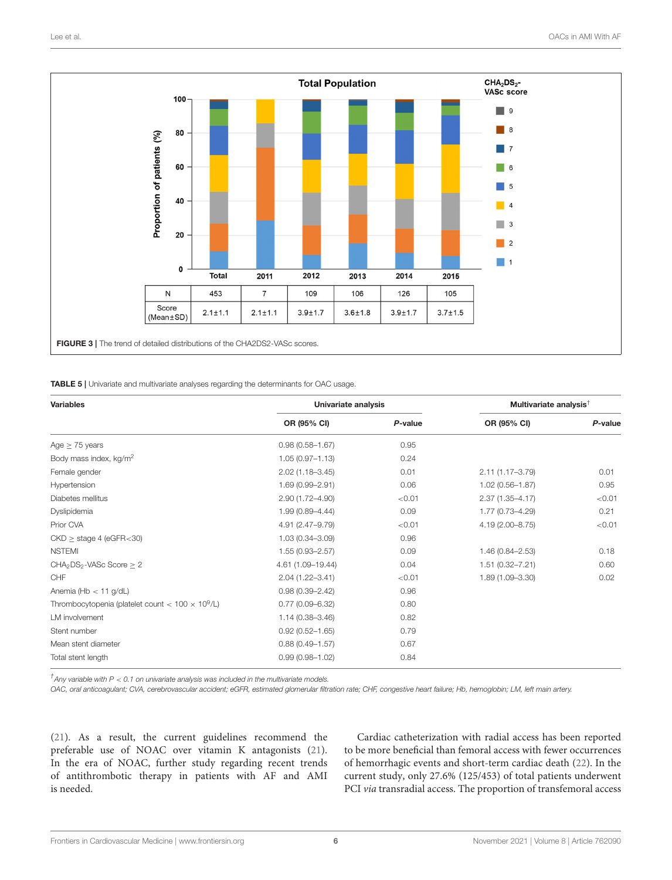**FIGURE 3 |** The trend of detailed distributions of the CHA2DS2-VASc scores.

|  | Total | 2011 | 2012 | 2013 | 2014 | 2015 |
|---|---|---|---|---|---|---|
| N | 453 | 7 | 109 | 106 | 126 | 105 |
| Score (Mean±SD) | 2.1±1.1 | 2.1±1.1 | 3.9±1.7 | 3.6±1.8 | 3.9±1.7 | 3.7±1.5 |

**TABLE 5 |** Univariate and multivariate analyses regarding the determinants for OAC usage.

| Variables | Univariate analysis | | Multivariate analysis† | |
|---|---|---|---|---|
| | OR (95% CI) | *P*-value | OR (95% CI) | *P*-value |
| Age ≥ 75 years | 0.98 (0.58–1.67) | 0.95 | | |
| Body mass index, kg/m$^2$ | 1.05 (0.97–1.13) | 0.24 | | |
| Female gender | 2.02 (1.18–3.45) | 0.01 | 2.11 (1.17–3.79) | 0.01 |
| Hypertension | 1.69 (0.99–2.91) | 0.06 | 1.02 (0.56–1.87) | 0.95 |
| Diabetes mellitus | 2.90 (1.72–4.90) | <0.01 | 2.37 (1.35–4.17) | <0.01 |
| Dyslipidemia | 1.99 (0.89–4.44) | 0.09 | 1.77 (0.73–4.29) | 0.21 |
| Prior CVA | 4.91 (2.47–9.79) | <0.01 | 4.19 (2.00–8.75) | <0.01 |
| CKD ≥ stage 4 (eGFR<30) | 1.03 (0.34–3.09) | 0.96 | | |
| NSTEMI | 1.55 (0.93–2.57) | 0.09 | 1.46 (0.84–2.53) | 0.18 |
| $CHA_2DS_2$-VASc Score ≥ 2 | 4.61 (1.09–19.44) | 0.04 | 1.51 (0.32–7.21) | 0.60 |
| CHF | 2.04 (1.22–3.41) | <0.01 | 1.89 (1.09–3.30) | 0.02 |
| Anemia (Hb < 11 g/dL) | 0.98 (0.39–2.42) | 0.96 | | |
| Thrombocytopenia (platelet count < 100 × $10^9$/L) | 0.77 (0.09–6.32) | 0.80 | | |
| LM involvement | 1.14 (0.38–3.46) | 0.82 | | |
| Stent number | 0.92 (0.52–1.65) | 0.79 | | |
| Mean stent diameter | 0.88 (0.49–1.57) | 0.67 | | |
| Total stent length | 0.99 (0.98–1.02) | 0.84 | | |

†*Any variable with P < 0.1 on univariate analysis was included in the multivariate models.*
*OAC, oral anticoagulant; CVA, cerebrovascular accident; eGFR, estimated glomerular filtration rate; CHF, congestive heart failure; Hb, hemoglobin; LM, left main artery.*

(21). As a result, the current guidelines recommend the preferable use of NOAC over vitamin K antagonists (21). In the era of NOAC, further study regarding recent trends of antithrombotic therapy in patients with AF and AMI is needed.

Cardiac catheterization with radial access has been reported to be more beneficial than femoral access with fewer occurrences of hemorrhagic events and short-term cardiac death (22). In the current study, only 27.6% (125/453) of total patients underwent PCI *via* transradial access. The proportion of transfemoral access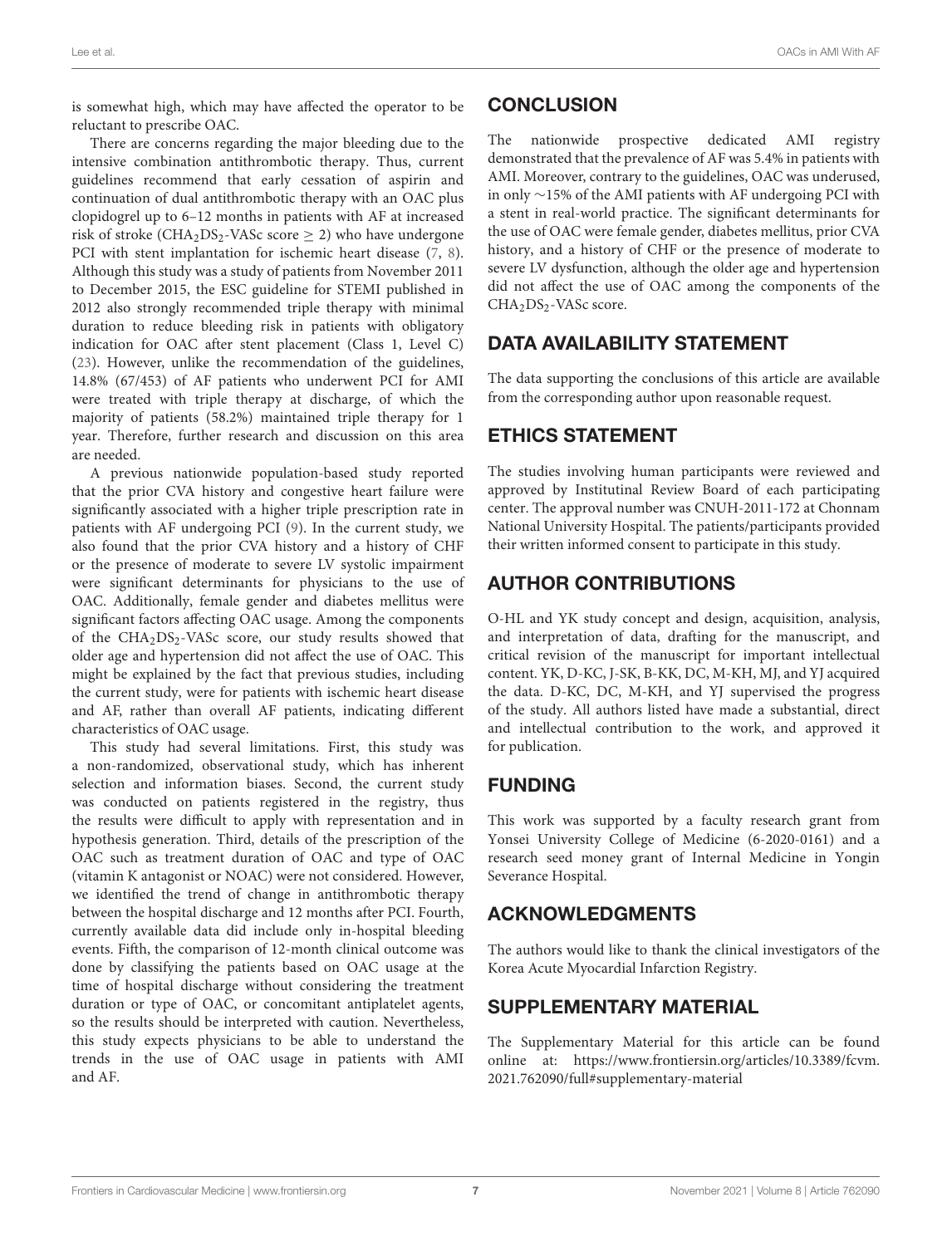is somewhat high, which may have affected the operator to be reluctant to prescribe OAC.

There are concerns regarding the major bleeding due to the intensive combination antithrombotic therapy. Thus, current guidelines recommend that early cessation of aspirin and continuation of dual antithrombotic therapy with an OAC plus clopidogrel up to 6–12 months in patients with AF at increased risk of stroke ($CHA_2DS_2$-VASc score ≥ 2) who have undergone PCI with stent implantation for ischemic heart disease (7, 8). Although this study was a study of patients from November 2011 to December 2015, the ESC guideline for STEMI published in 2012 also strongly recommended triple therapy with minimal duration to reduce bleeding risk in patients with obligatory indication for OAC after stent placement (Class 1, Level C) (23). However, unlike the recommendation of the guidelines, 14.8% (67/453) of AF patients who underwent PCI for AMI were treated with triple therapy at discharge, of which the majority of patients (58.2%) maintained triple therapy for 1 year. Therefore, further research and discussion on this area are needed.

A previous nationwide population-based study reported that the prior CVA history and congestive heart failure were significantly associated with a higher triple prescription rate in patients with AF undergoing PCI (9). In the current study, we also found that the prior CVA history and a history of CHF or the presence of moderate to severe LV systolic impairment were significant determinants for physicians to the use of OAC. Additionally, female gender and diabetes mellitus were significant factors affecting OAC usage. Among the components of the $CHA_2DS_2$-VASc score, our study results showed that older age and hypertension did not affect the use of OAC. This might be explained by the fact that previous studies, including the current study, were for patients with ischemic heart disease and AF, rather than overall AF patients, indicating different characteristics of OAC usage.

This study had several limitations. First, this study was a non-randomized, observational study, which has inherent selection and information biases. Second, the current study was conducted on patients registered in the registry, thus the results were difficult to apply with representation and in hypothesis generation. Third, details of the prescription of the OAC such as treatment duration of OAC and type of OAC (vitamin K antagonist or NOAC) were not considered. However, we identified the trend of change in antithrombotic therapy between the hospital discharge and 12 months after PCI. Fourth, currently available data did include only in-hospital bleeding events. Fifth, the comparison of 12-month clinical outcome was done by classifying the patients based on OAC usage at the time of hospital discharge without considering the treatment duration or type of OAC, or concomitant antiplatelet agents, so the results should be interpreted with caution. Nevertheless, this study expects physicians to be able to understand the trends in the use of OAC usage in patients with AMI and AF.

## CONCLUSION

The nationwide prospective dedicated AMI registry demonstrated that the prevalence of AF was 5.4% in patients with AMI. Moreover, contrary to the guidelines, OAC was underused, in only ∼15% of the AMI patients with AF undergoing PCI with a stent in real-world practice. The significant determinants for the use of OAC were female gender, diabetes mellitus, prior CVA history, and a history of CHF or the presence of moderate to severe LV dysfunction, although the older age and hypertension did not affect the use of OAC among the components of the $CHA_2DS_2$-VASc score.

## DATA AVAILABILITY STATEMENT

The data supporting the conclusions of this article are available from the corresponding author upon reasonable request.

## ETHICS STATEMENT

The studies involving human participants were reviewed and approved by Institutinal Review Board of each participating center. The approval number was CNUH-2011-172 at Chonnam National University Hospital. The patients/participants provided their written informed consent to participate in this study.

## AUTHOR CONTRIBUTIONS

O-HL and YK study concept and design, acquisition, analysis, and interpretation of data, drafting for the manuscript, and critical revision of the manuscript for important intellectual content. YK, D-KC, J-SK, B-KK, DC, M-KH, MJ, and YJ acquired the data. D-KC, DC, M-KH, and YJ supervised the progress of the study. All authors listed have made a substantial, direct and intellectual contribution to the work, and approved it for publication.

## FUNDING

This work was supported by a faculty research grant from Yonsei University College of Medicine (6-2020-0161) and a research seed money grant of Internal Medicine in Yongin Severance Hospital.

## ACKNOWLEDGMENTS

The authors would like to thank the clinical investigators of the Korea Acute Myocardial Infarction Registry.

## SUPPLEMENTARY MATERIAL

The Supplementary Material for this article can be found online at: https://www.frontiersin.org/articles/10.3389/fcvm.2021.762090/full#supplementary-material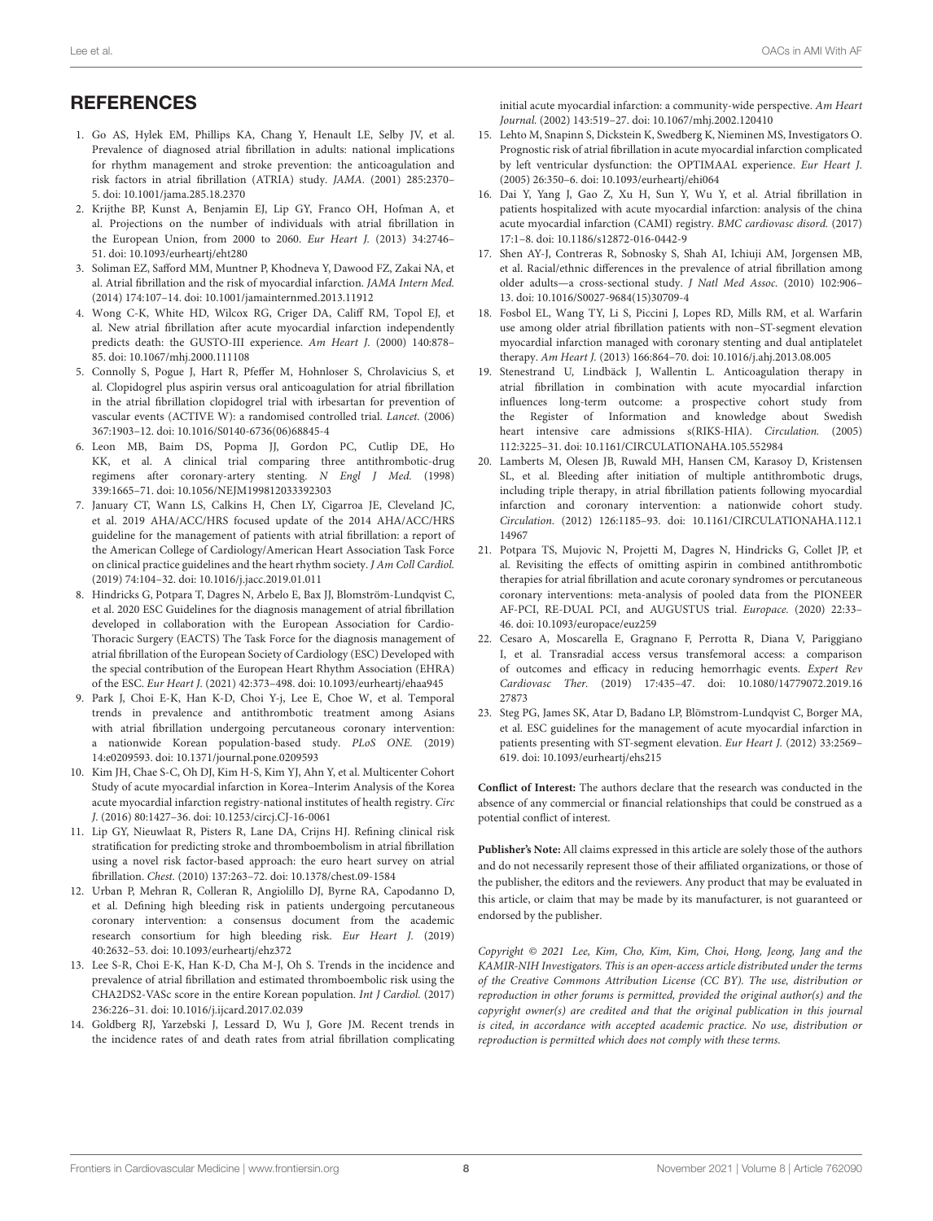## REFERENCES

1. Go AS, Hylek EM, Phillips KA, Chang Y, Henault LE, Selby JV, et al. Prevalence of diagnosed atrial fibrillation in adults: national implications for rhythm management and stroke prevention: the anticoagulation and risk factors in atrial fibrillation (ATRIA) study. *JAMA.* (2001) 285:2370–5. doi: 10.1001/jama.285.18.2370
2. Krijthe BP, Kunst A, Benjamin EJ, Lip GY, Franco OH, Hofman A, et al. Projections on the number of individuals with atrial fibrillation in the European Union, from 2000 to 2060. *Eur Heart J.* (2013) 34:2746–51. doi: 10.1093/eurheartj/eht280
3. Soliman EZ, Safford MM, Muntner P, Khodneva Y, Dawood FZ, Zakai NA, et al. Atrial fibrillation and the risk of myocardial infarction. *JAMA Intern Med.* (2014) 174:107–14. doi: 10.1001/jamainternmed.2013.11912
4. Wong C-K, White HD, Wilcox RG, Criger DA, Califf RM, Topol EJ, et al. New atrial fibrillation after acute myocardial infarction independently predicts death: the GUSTO-III experience. *Am Heart J.* (2000) 140:878–85. doi: 10.1067/mhj.2000.111108
5. Connolly S, Pogue J, Hart R, Pfeffer M, Hohnloser S, Chrolavicius S, et al. Clopidogrel plus aspirin versus oral anticoagulation for atrial fibrillation in the atrial fibrillation clopidogrel trial with irbesartan for prevention of vascular events (ACTIVE W): a randomised controlled trial. *Lancet.* (2006) 367:1903–12. doi: 10.1016/S0140-6736(06)68845-4
6. Leon MB, Baim DS, Popma JJ, Gordon PC, Cutlip DE, Ho KK, et al. A clinical trial comparing three antithrombotic-drug regimens after coronary-artery stenting. *N Engl J Med.* (1998) 339:1665–71. doi: 10.1056/NEJM199812033392303
7. January CT, Wann LS, Calkins H, Chen LY, Cigarroa JE, Cleveland JC, et al. 2019 AHA/ACC/HRS focused update of the 2014 AHA/ACC/HRS guideline for the management of patients with atrial fibrillation: a report of the American College of Cardiology/American Heart Association Task Force on clinical practice guidelines and the heart rhythm society. *J Am Coll Cardiol.* (2019) 74:104–32. doi: 10.1016/j.jacc.2019.01.011
8. Hindricks G, Potpara T, Dagres N, Arbelo E, Bax JJ, Blomström-Lundqvist C, et al. 2020 ESC Guidelines for the diagnosis management of atrial fibrillation developed in collaboration with the European Association for Cardio-Thoracic Surgery (EACTS) The Task Force for the diagnosis management of atrial fibrillation of the European Society of Cardiology (ESC) Developed with the special contribution of the European Heart Rhythm Association (EHRA) of the ESC. *Eur Heart J.* (2021) 42:373–498. doi: 10.1093/eurheartj/ehaa945
9. Park J, Choi E-K, Han K-D, Choi Y-j, Lee E, Choe W, et al. Temporal trends in prevalence and antithrombotic treatment among Asians with atrial fibrillation undergoing percutaneous coronary intervention: a nationwide Korean population-based study. *PLoS ONE.* (2019) 14:e0209593. doi: 10.1371/journal.pone.0209593
10. Kim JH, Chae S-C, Oh DJ, Kim H-S, Kim YJ, Ahn Y, et al. Multicenter Cohort Study of acute myocardial infarction in Korea–Interim Analysis of the Korea acute myocardial infarction registry-national institutes of health registry. *Circ J.* (2016) 80:1427–36. doi: 10.1253/circj.CJ-16-0061
11. Lip GY, Nieuwlaat R, Pisters R, Lane DA, Crijns HJ. Refining clinical risk stratification for predicting stroke and thromboembolism in atrial fibrillation using a novel risk factor-based approach: the euro heart survey on atrial fibrillation. *Chest.* (2010) 137:263–72. doi: 10.1378/chest.09-1584
12. Urban P, Mehran R, Colleran R, Angiolillo DJ, Byrne RA, Capodanno D, et al. Defining high bleeding risk in patients undergoing percutaneous coronary intervention: a consensus document from the academic research consortium for high bleeding risk. *Eur Heart J.* (2019) 40:2632–53. doi: 10.1093/eurheartj/ehz372
13. Lee S-R, Choi E-K, Han K-D, Cha M-J, Oh S. Trends in the incidence and prevalence of atrial fibrillation and estimated thromboembolic risk using the CHA2DS2-VASc score in the entire Korean population. *Int J Cardiol.* (2017) 236:226–31. doi: 10.1016/j.ijcard.2017.02.039
14. Goldberg RJ, Yarzebski J, Lessard D, Wu J, Gore JM. Recent trends in the incidence rates of and death rates from atrial fibrillation complicating initial acute myocardial infarction: a community-wide perspective. *Am Heart Journal.* (2002) 143:519–27. doi: 10.1067/mhj.2002.120410
15. Lehto M, Snapinn S, Dickstein K, Swedberg K, Nieminen MS, Investigators O. Prognostic risk of atrial fibrillation in acute myocardial infarction complicated by left ventricular dysfunction: the OPTIMAAL experience. *Eur Heart J.* (2005) 26:350–6. doi: 10.1093/eurheartj/ehi064
16. Dai Y, Yang J, Gao Z, Xu H, Sun Y, Wu Y, et al. Atrial fibrillation in patients hospitalized with acute myocardial infarction: analysis of the china acute myocardial infarction (CAMI) registry. *BMC cardiovasc disord.* (2017) 17:1–8. doi: 10.1186/s12872-016-0442-9
17. Shen AY-J, Contreras R, Sobnosky S, Shah AI, Ichiuji AM, Jorgensen MB, et al. Racial/ethnic differences in the prevalence of atrial fibrillation among older adults—a cross-sectional study. *J Natl Med Assoc.* (2010) 102:906–13. doi: 10.1016/S0027-9684(15)30709-4
18. Fosbol EL, Wang TY, Li S, Piccini J, Lopes RD, Mills RM, et al. Warfarin use among older atrial fibrillation patients with non–ST-segment elevation myocardial infarction managed with coronary stenting and dual antiplatelet therapy. *Am Heart J.* (2013) 166:864–70. doi: 10.1016/j.ahj.2013.08.005
19. Stenestrand U, Lindbäck J, Wallentin L. Anticoagulation therapy in atrial fibrillation in combination with acute myocardial infarction influences long-term outcome: a prospective cohort study from the Register of Information and knowledge about Swedish heart intensive care admissions s(RIKS-HIA). *Circulation.* (2005) 112:3225–31. doi: 10.1161/CIRCULATIONAHA.105.552984
20. Lamberts M, Olesen JB, Ruwald MH, Hansen CM, Karasoy D, Kristensen SL, et al. Bleeding after initiation of multiple antithrombotic drugs, including triple therapy, in atrial fibrillation patients following myocardial infarction and coronary intervention: a nationwide cohort study. *Circulation.* (2012) 126:1185–93. doi: 10.1161/CIRCULATIONAHA.112.114967
21. Potpara TS, Mujovic N, Projetti M, Dagres N, Hindricks G, Collet JP, et al. Revisiting the effects of omitting aspirin in combined antithrombotic therapies for atrial fibrillation and acute coronary syndromes or percutaneous coronary interventions: meta-analysis of pooled data from the PIONEER AF-PCI, RE-DUAL PCI, and AUGUSTUS trial. *Europace.* (2020) 22:33–46. doi: 10.1093/europace/euz259
22. Cesaro A, Moscarella E, Gragnano F, Perrotta R, Diana V, Pariggiano I, et al. Transradial access versus transfemoral access: a comparison of outcomes and efficacy in reducing hemorrhagic events. *Expert Rev Cardiovasc Ther.* (2019) 17:435–47. doi: 10.1080/14779072.2019.1627873
23. Steg PG, James SK, Atar D, Badano LP, Blömstrom-Lundqvist C, Borger MA, et al. ESC guidelines for the management of acute myocardial infarction in patients presenting with ST-segment elevation. *Eur Heart J.* (2012) 33:2569–619. doi: 10.1093/eurheartj/ehs215

**Conflict of Interest:** The authors declare that the research was conducted in the absence of any commercial or financial relationships that could be construed as a potential conflict of interest.

**Publisher's Note:** All claims expressed in this article are solely those of the authors and do not necessarily represent those of their affiliated organizations, or those of the publisher, the editors and the reviewers. Any product that may be evaluated in this article, or claim that may be made by its manufacturer, is not guaranteed or endorsed by the publisher.

*Copyright © 2021 Lee, Kim, Cho, Kim, Kim, Choi, Hong, Jeong, Jang and the KAMIR-NIH Investigators. This is an open-access article distributed under the terms of the Creative Commons Attribution License (CC BY). The use, distribution or reproduction in other forums is permitted, provided the original author(s) and the copyright owner(s) are credited and that the original publication in this journal is cited, in accordance with accepted academic practice. No use, distribution or reproduction is permitted which does not comply with these terms.*